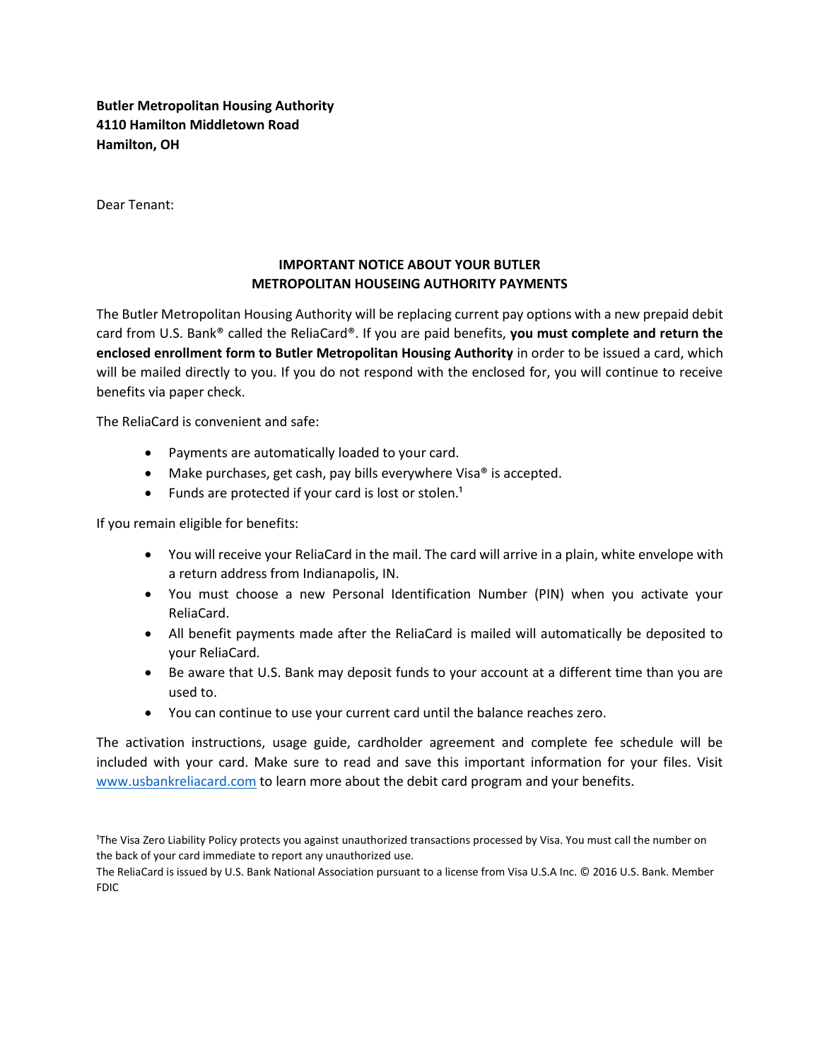**Butler Metropolitan Housing Authority**
**4110 Hamilton Middletown Road**
**Hamilton, OH**

Dear Tenant:

## IMPORTANT NOTICE ABOUT YOUR BUTLER METROPOLITAN HOUSEING AUTHORITY PAYMENTS

The Butler Metropolitan Housing Authority will be replacing current pay options with a new prepaid debit card from U.S. Bank® called the ReliaCard®. If you are paid benefits, **you must complete and return the enclosed enrollment form to Butler Metropolitan Housing Authority** in order to be issued a card, which will be mailed directly to you. If you do not respond with the enclosed for, you will continue to receive benefits via paper check.

The ReliaCard is convenient and safe:

- Payments are automatically loaded to your card.
- Make purchases, get cash, pay bills everywhere Visa® is accepted.
- Funds are protected if your card is lost or stolen.[1]

If you remain eligible for benefits:

- You will receive your ReliaCard in the mail. The card will arrive in a plain, white envelope with a return address from Indianapolis, IN.
- You must choose a new Personal Identification Number (PIN) when you activate your ReliaCard.
- All benefit payments made after the ReliaCard is mailed will automatically be deposited to your ReliaCard.
- Be aware that U.S. Bank may deposit funds to your account at a different time than you are used to.
- You can continue to use your current card until the balance reaches zero.

The activation instructions, usage guide, cardholder agreement and complete fee schedule will be included with your card. Make sure to read and save this important information for your files. Visit www.usbankreliacard.com to learn more about the debit card program and your benefits.

[1]The Visa Zero Liability Policy protects you against unauthorized transactions processed by Visa. You must call the number on the back of your card immediate to report any unauthorized use.

The ReliaCard is issued by U.S. Bank National Association pursuant to a license from Visa U.S.A Inc. © 2016 U.S. Bank. Member FDIC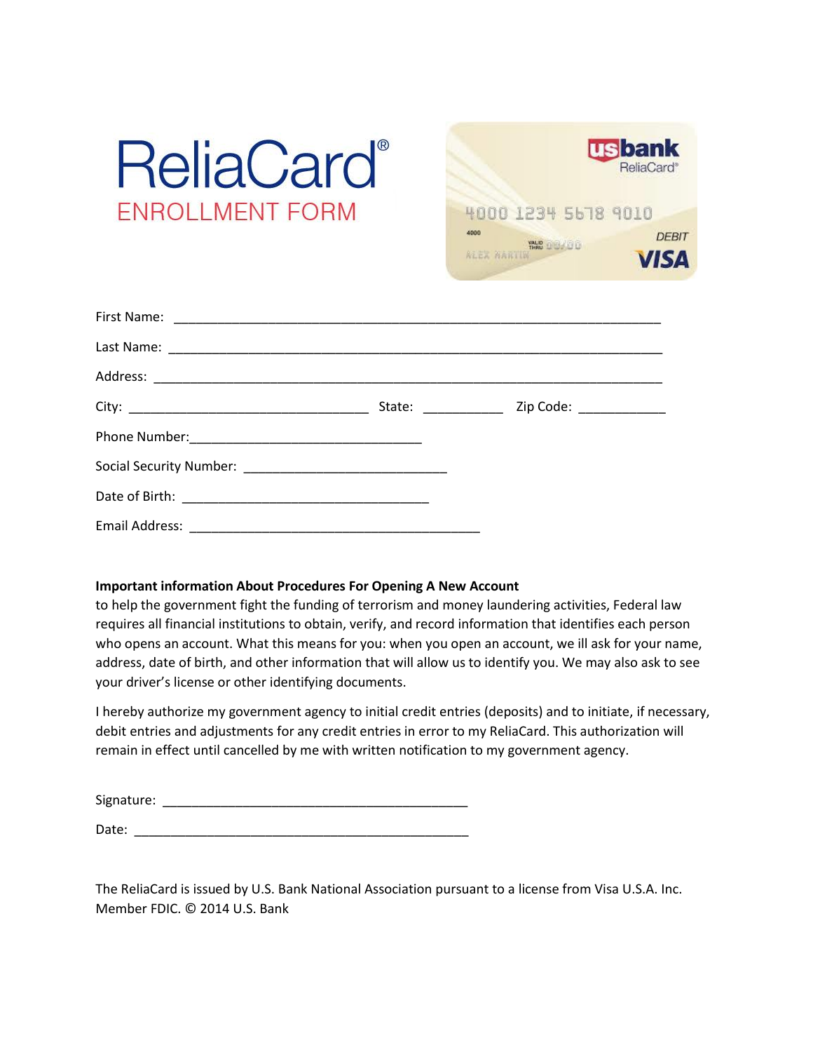# ReliaCard®

## ENROLLMENT FORM

First Name: ___________________________________________________________________

Last Name: ____________________________________________________________________

Address: ______________________________________________________________________

City: _________________________________ State: ___________ Zip Code: ____________

Phone Number:________________________________

Social Security Number: ____________________________

Date of Birth: __________________________________

Email Address: _______________________________________

**Important information About Procedures For Opening A New Account**
to help the government fight the funding of terrorism and money laundering activities, Federal law requires all financial institutions to obtain, verify, and record information that identifies each person who opens an account. What this means for you: when you open an account, we ill ask for your name, address, date of birth, and other information that will allow us to identify you. We may also ask to see your driver's license or other identifying documents.

I hereby authorize my government agency to initial credit entries (deposits) and to initiate, if necessary, debit entries and adjustments for any credit entries in error to my ReliaCard. This authorization will remain in effect until cancelled by me with written notification to my government agency.

Signature: __________________________________________

Date: _______________________________________________

The ReliaCard is issued by U.S. Bank National Association pursuant to a license from Visa U.S.A. Inc. Member FDIC. © 2014 U.S. Bank